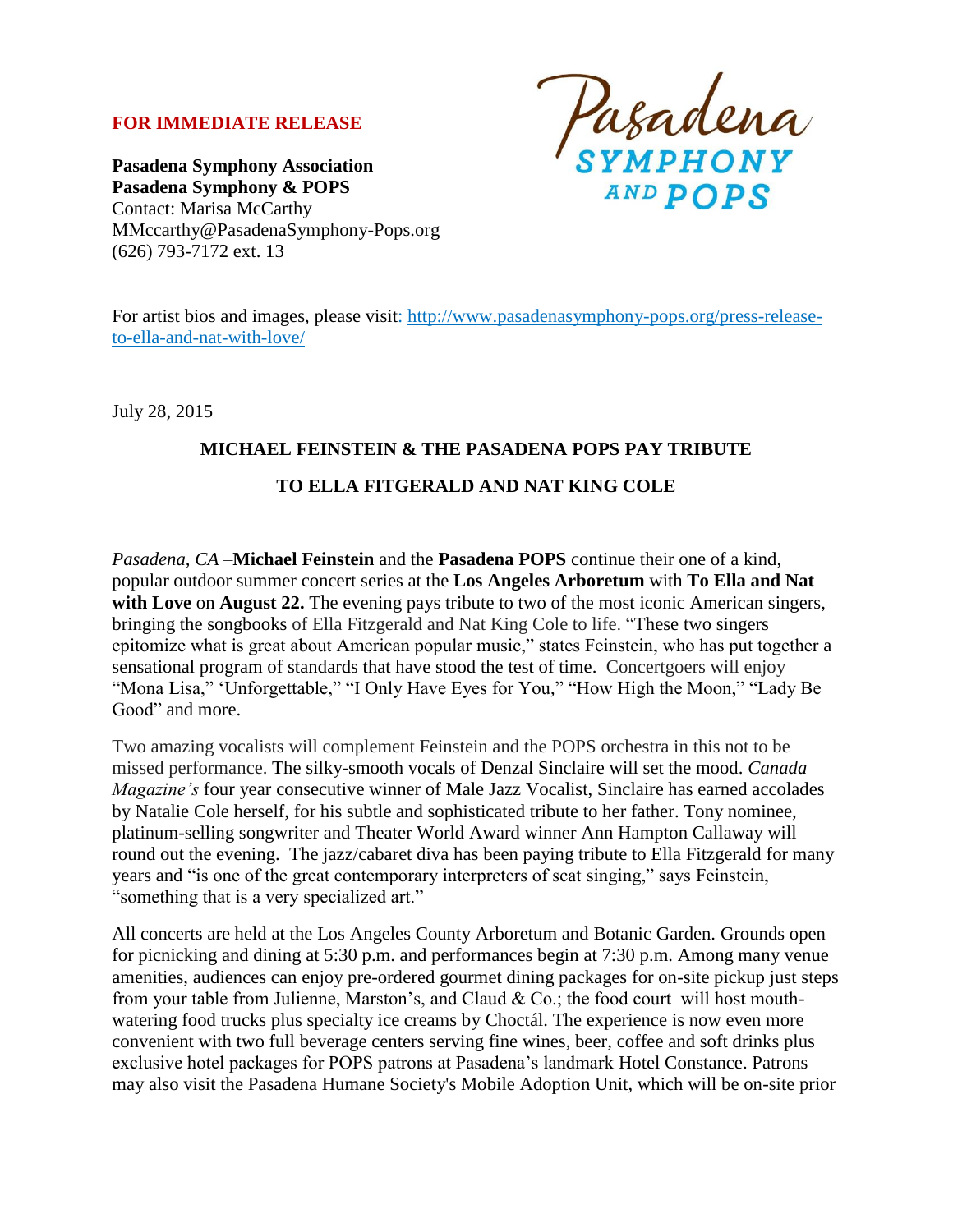**FOR IMMEDIATE RELEASE**

**Pasadena Symphony Association**
**Pasadena Symphony & POPS**
Contact: Marisa McCarthy
MMccarthy@PasadenaSymphony-Pops.org
(626) 793-7172 ext. 13

Pasadena SYMPHONY AND POPS

For artist bios and images, please visit: [http://www.pasadenasymphony-pops.org/press-release-to-ella-and-nat-with-love/](http://www.pasadenasymphony-pops.org/press-release-to-ella-and-nat-with-love/)

July 28, 2015

## MICHAEL FEINSTEIN & THE PASADENA POPS PAY TRIBUTE TO ELLA FITGERALD AND NAT KING COLE

*Pasadena, CA* –**Michael Feinstein** and the **Pasadena POPS** continue their one of a kind, popular outdoor summer concert series at the **Los Angeles Arboretum** with **To Ella and Nat with Love** on **August 22.** The evening pays tribute to two of the most iconic American singers, bringing the songbooks of Ella Fitzgerald and Nat King Cole to life. "These two singers epitomize what is great about American popular music," states Feinstein, who has put together a sensational program of standards that have stood the test of time. Concertgoers will enjoy "Mona Lisa," 'Unforgettable," "I Only Have Eyes for You," "How High the Moon," "Lady Be Good" and more.

Two amazing vocalists will complement Feinstein and the POPS orchestra in this not to be missed performance. The silky-smooth vocals of Denzal Sinclaire will set the mood. *Canada Magazine's* four year consecutive winner of Male Jazz Vocalist, Sinclaire has earned accolades by Natalie Cole herself, for his subtle and sophisticated tribute to her father. Tony nominee, platinum-selling songwriter and Theater World Award winner Ann Hampton Callaway will round out the evening. The jazz/cabaret diva has been paying tribute to Ella Fitzgerald for many years and "is one of the great contemporary interpreters of scat singing," says Feinstein, "something that is a very specialized art."

All concerts are held at the Los Angeles County Arboretum and Botanic Garden. Grounds open for picnicking and dining at 5:30 p.m. and performances begin at 7:30 p.m. Among many venue amenities, audiences can enjoy pre-ordered gourmet dining packages for on-site pickup just steps from your table from Julienne, Marston's, and Claud & Co.; the food court will host mouth-watering food trucks plus specialty ice creams by Choctál. The experience is now even more convenient with two full beverage centers serving fine wines, beer, coffee and soft drinks plus exclusive hotel packages for POPS patrons at Pasadena's landmark Hotel Constance. Patrons may also visit the Pasadena Humane Society's Mobile Adoption Unit, which will be on-site prior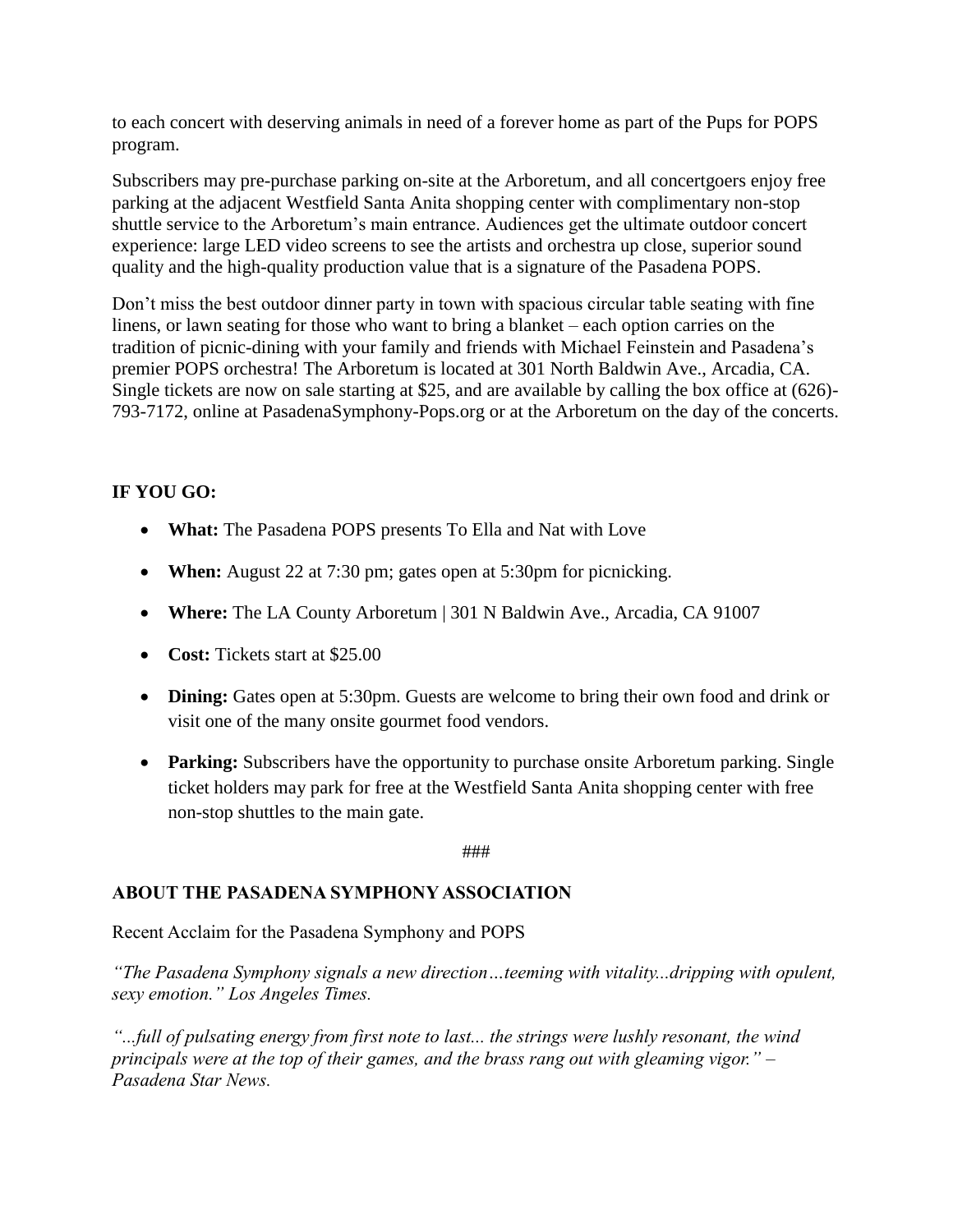to each concert with deserving animals in need of a forever home as part of the Pups for POPS program.

Subscribers may pre-purchase parking on-site at the Arboretum, and all concertgoers enjoy free parking at the adjacent Westfield Santa Anita shopping center with complimentary non-stop shuttle service to the Arboretum's main entrance. Audiences get the ultimate outdoor concert experience: large LED video screens to see the artists and orchestra up close, superior sound quality and the high-quality production value that is a signature of the Pasadena POPS.

Don't miss the best outdoor dinner party in town with spacious circular table seating with fine linens, or lawn seating for those who want to bring a blanket – each option carries on the tradition of picnic-dining with your family and friends with Michael Feinstein and Pasadena's premier POPS orchestra! The Arboretum is located at 301 North Baldwin Ave., Arcadia, CA. Single tickets are now on sale starting at $25, and are available by calling the box office at (626)-793-7172, online at PasadenaSymphony-Pops.org or at the Arboretum on the day of the concerts.

**IF YOU GO:**

- **What:** The Pasadena POPS presents To Ella and Nat with Love
- **When:** August 22 at 7:30 pm; gates open at 5:30pm for picnicking.
- **Where:** The LA County Arboretum | 301 N Baldwin Ave., Arcadia, CA 91007
- **Cost:** Tickets start at $25.00
- **Dining:** Gates open at 5:30pm. Guests are welcome to bring their own food and drink or visit one of the many onsite gourmet food vendors.
- **Parking:** Subscribers have the opportunity to purchase onsite Arboretum parking. Single ticket holders may park for free at the Westfield Santa Anita shopping center with free non-stop shuttles to the main gate.

###

**ABOUT THE PASADENA SYMPHONY ASSOCIATION**

Recent Acclaim for the Pasadena Symphony and POPS

*"The Pasadena Symphony signals a new direction…teeming with vitality...dripping with opulent, sexy emotion." Los Angeles Times.*

*"...full of pulsating energy from first note to last... the strings were lushly resonant, the wind principals were at the top of their games, and the brass rang out with gleaming vigor." – Pasadena Star News.*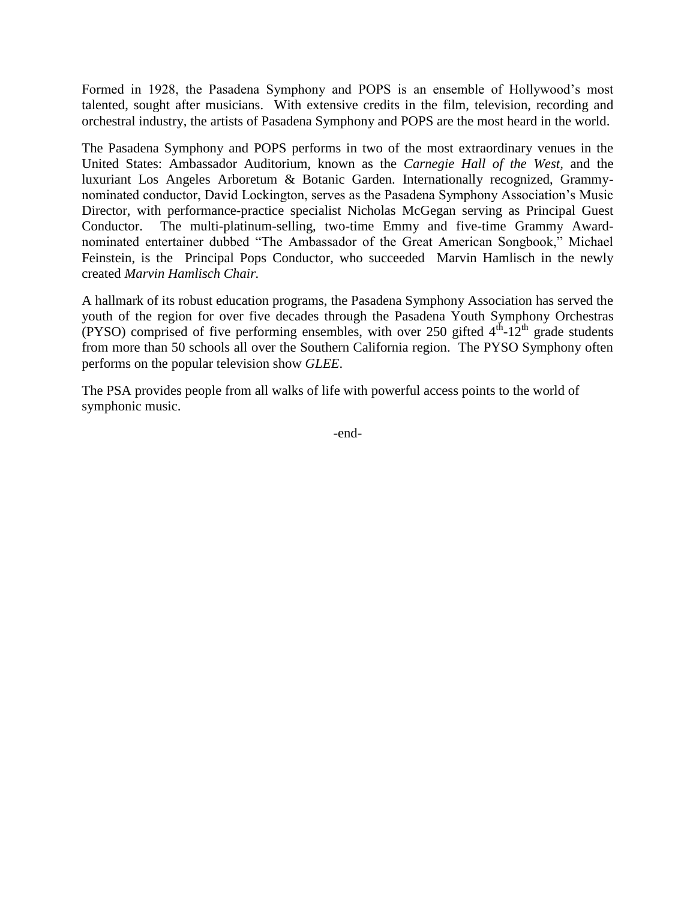Formed in 1928, the Pasadena Symphony and POPS is an ensemble of Hollywood's most talented, sought after musicians. With extensive credits in the film, television, recording and orchestral industry, the artists of Pasadena Symphony and POPS are the most heard in the world.

The Pasadena Symphony and POPS performs in two of the most extraordinary venues in the United States: Ambassador Auditorium, known as the *Carnegie Hall of the West,* and the luxuriant Los Angeles Arboretum & Botanic Garden. Internationally recognized, Grammy-nominated conductor, David Lockington, serves as the Pasadena Symphony Association's Music Director, with performance-practice specialist Nicholas McGegan serving as Principal Guest Conductor. The multi-platinum-selling, two-time Emmy and five-time Grammy Award-nominated entertainer dubbed "The Ambassador of the Great American Songbook," Michael Feinstein, is the Principal Pops Conductor, who succeeded Marvin Hamlisch in the newly created *Marvin Hamlisch Chair.*

A hallmark of its robust education programs, the Pasadena Symphony Association has served the youth of the region for over five decades through the Pasadena Youth Symphony Orchestras (PYSO) comprised of five performing ensembles, with over 250 gifted 4th-12th grade students from more than 50 schools all over the Southern California region. The PYSO Symphony often performs on the popular television show *GLEE*.

The PSA provides people from all walks of life with powerful access points to the world of symphonic music.

-end-